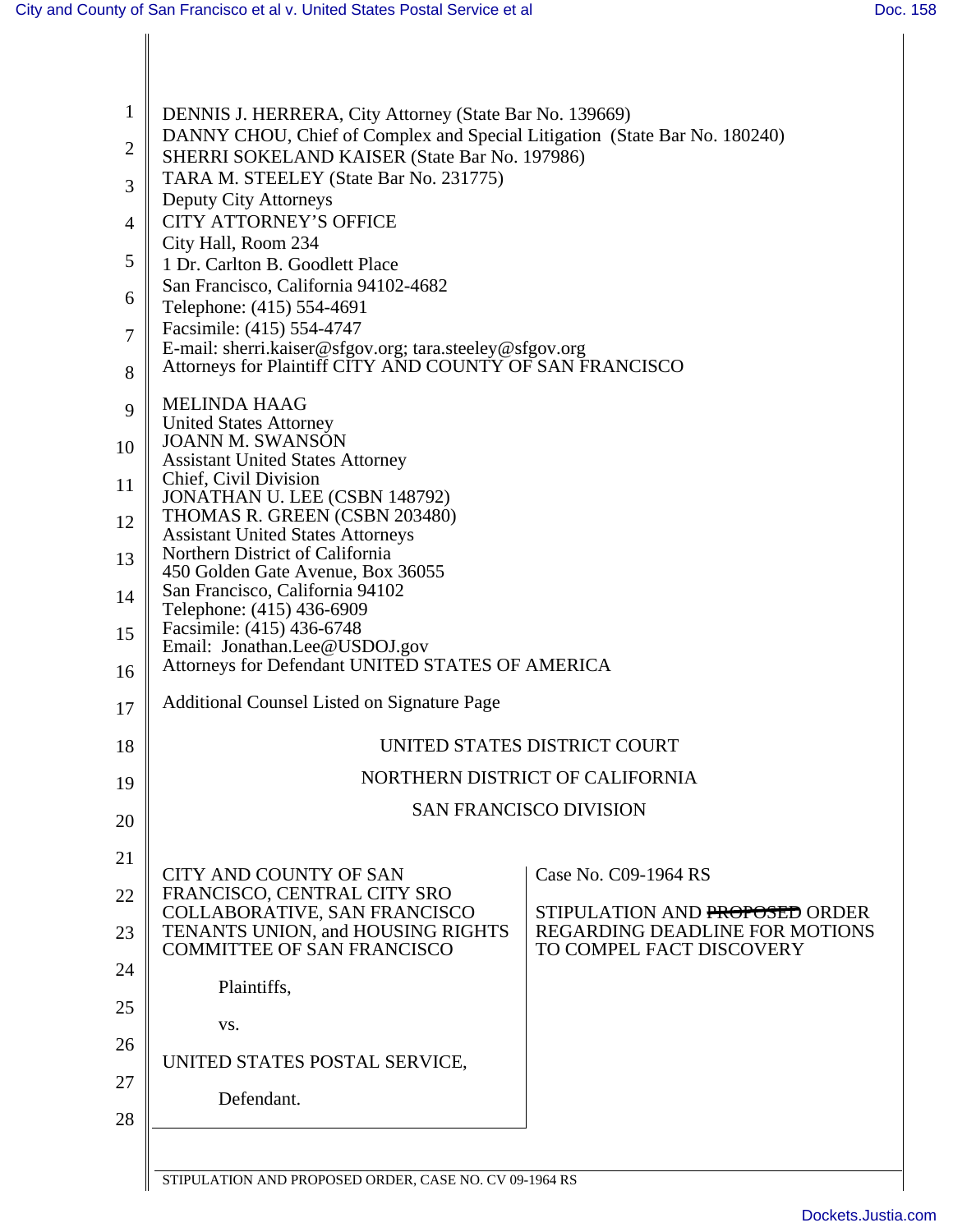DENNIS J. HERRERA, City Attorney (State Bar No. 139669)
DANNY CHOU, Chief of Complex and Special Litigation (State Bar No. 180240)
SHERRI SOKELAND KAISER (State Bar No. 197986)
TARA M. STEELEY (State Bar No. 231775)
Deputy City Attorneys
CITY ATTORNEY'S OFFICE
City Hall, Room 234
1 Dr. Carlton B. Goodlett Place
San Francisco, California 94102-4682
Telephone: (415) 554-4691
Facsimile: (415) 554-4747
E-mail: sherri.kaiser@sfgov.org; tara.steeley@sfgov.org
Attorneys for Plaintiff CITY AND COUNTY OF SAN FRANCISCO

MELINDA HAAG
United States Attorney
JOANN M. SWANSON
Assistant United States Attorney
Chief, Civil Division
JONATHAN U. LEE (CSBN 148792)
THOMAS R. GREEN (CSBN 203480)
Assistant United States Attorneys
Northern District of California
450 Golden Gate Avenue, Box 36055
San Francisco, California 94102
Telephone: (415) 436-6909
Facsimile: (415) 436-6748
Email: Jonathan.Lee@USDOJ.gov
Attorneys for Defendant UNITED STATES OF AMERICA

Additional Counsel Listed on Signature Page

UNITED STATES DISTRICT COURT

NORTHERN DISTRICT OF CALIFORNIA

SAN FRANCISCO DIVISION

| | |
|---|---|
| CITY AND COUNTY OF SAN FRANCISCO, CENTRAL CITY SRO COLLABORATIVE, SAN FRANCISCO TENANTS UNION, and HOUSING RIGHTS COMMITTEE OF SAN FRANCISCO<br><br>Plaintiffs,<br><br>vs.<br><br>UNITED STATES POSTAL SERVICE,<br><br>Defendant. | Case No. C09-1964 RS<br><br>STIPULATION AND ~~PROPOSED~~ ORDER REGARDING DEADLINE FOR MOTIONS TO COMPEL FACT DISCOVERY |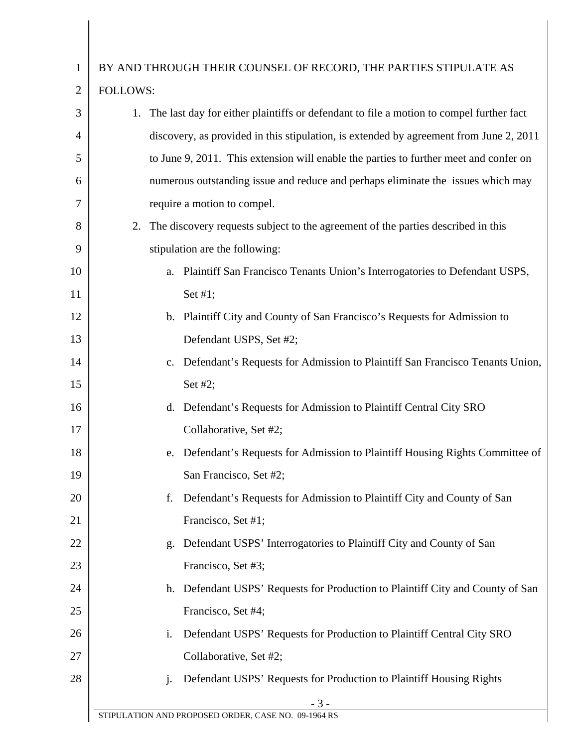BY AND THROUGH THEIR COUNSEL OF RECORD, THE PARTIES STIPULATE AS FOLLOWS:

1. The last day for either plaintiffs or defendant to file a motion to compel further fact discovery, as provided in this stipulation, is extended by agreement from June 2, 2011 to June 9, 2011. This extension will enable the parties to further meet and confer on numerous outstanding issue and reduce and perhaps eliminate the issues which may require a motion to compel.
2. The discovery requests subject to the agreement of the parties described in this stipulation are the following:
   a. Plaintiff San Francisco Tenants Union's Interrogatories to Defendant USPS, Set #1;
   b. Plaintiff City and County of San Francisco's Requests for Admission to Defendant USPS, Set #2;
   c. Defendant's Requests for Admission to Plaintiff San Francisco Tenants Union, Set #2;
   d. Defendant's Requests for Admission to Plaintiff Central City SRO Collaborative, Set #2;
   e. Defendant's Requests for Admission to Plaintiff Housing Rights Committee of San Francisco, Set #2;
   f. Defendant's Requests for Admission to Plaintiff City and County of San Francisco, Set #1;
   g. Defendant USPS' Interrogatories to Plaintiff City and County of San Francisco, Set #3;
   h. Defendant USPS' Requests for Production to Plaintiff City and County of San Francisco, Set #4;
   i. Defendant USPS' Requests for Production to Plaintiff Central City SRO Collaborative, Set #2;
   j. Defendant USPS' Requests for Production to Plaintiff Housing Rights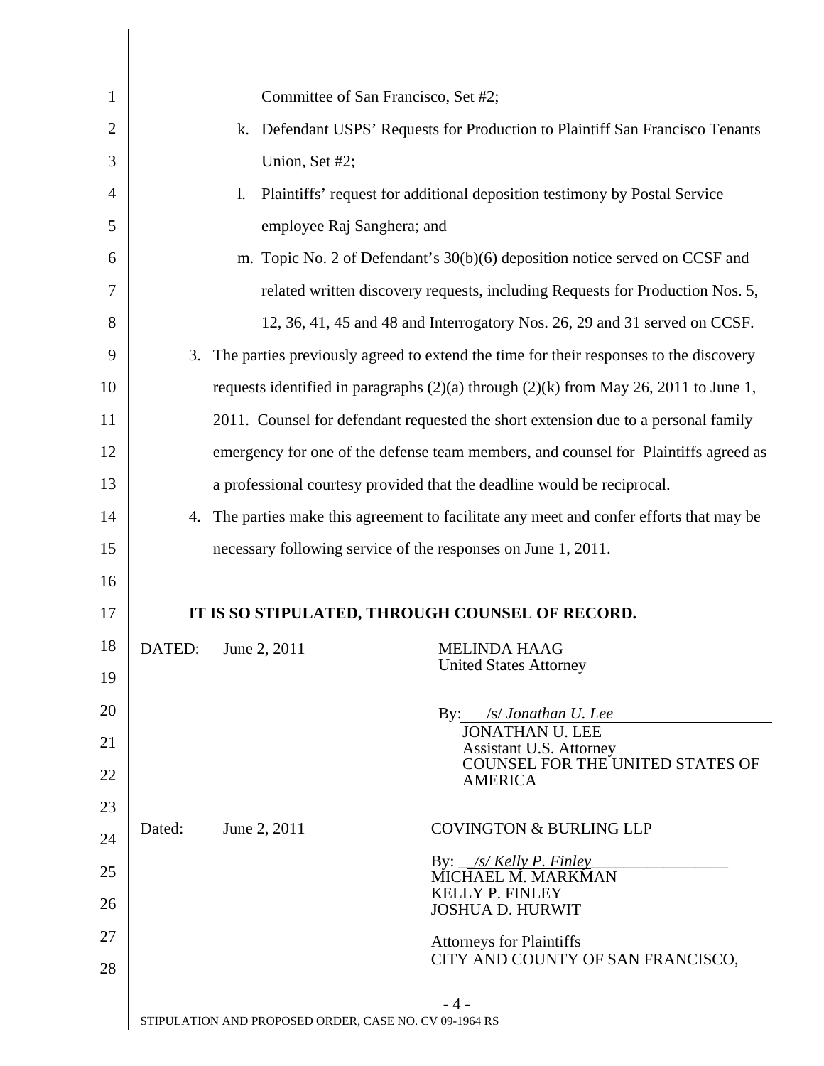Committee of San Francisco, Set #2;

k. Defendant USPS' Requests for Production to Plaintiff San Francisco Tenants Union, Set #2;

l. Plaintiffs' request for additional deposition testimony by Postal Service employee Raj Sanghera; and

m. Topic No. 2 of Defendant's 30(b)(6) deposition notice served on CCSF and related written discovery requests, including Requests for Production Nos. 5, 12, 36, 41, 45 and 48 and Interrogatory Nos. 26, 29 and 31 served on CCSF.

3. The parties previously agreed to extend the time for their responses to the discovery requests identified in paragraphs (2)(a) through (2)(k) from May 26, 2011 to June 1, 2011. Counsel for defendant requested the short extension due to a personal family emergency for one of the defense team members, and counsel for Plaintiffs agreed as a professional courtesy provided that the deadline would be reciprocal.

4. The parties make this agreement to facilitate any meet and confer efforts that may be necessary following service of the responses on June 1, 2011.

**IT IS SO STIPULATED, THROUGH COUNSEL OF RECORD.**

DATED: June 2, 2011

MELINDA HAAG
United States Attorney

By: /s/ *Jonathan U. Lee*
JONATHAN U. LEE
Assistant U.S. Attorney
COUNSEL FOR THE UNITED STATES OF AMERICA

Dated: June 2, 2011

COVINGTON & BURLING LLP

By: */s/ Kelly P. Finley*
MICHAEL M. MARKMAN
KELLY P. FINLEY
JOSHUA D. HURWIT

Attorneys for Plaintiffs
CITY AND COUNTY OF SAN FRANCISCO,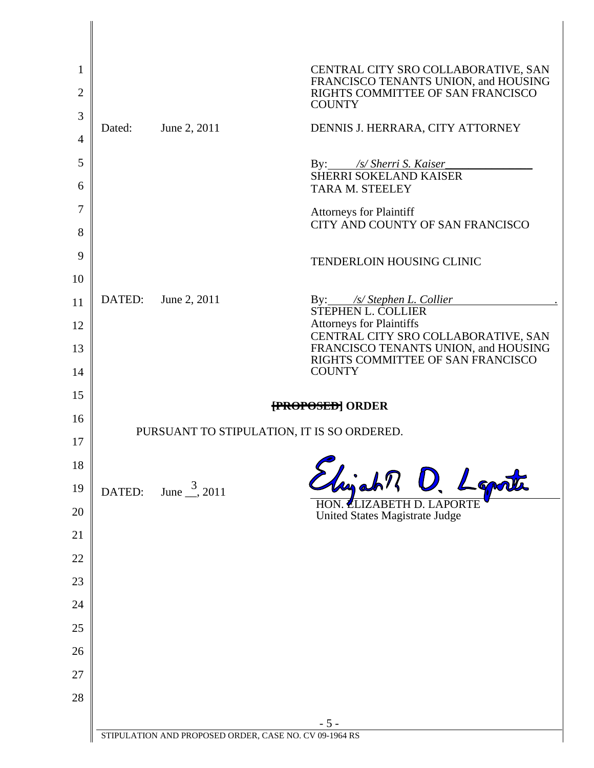CENTRAL CITY SRO COLLABORATIVE, SAN FRANCISCO TENANTS UNION, and HOUSING RIGHTS COMMITTEE OF SAN FRANCISCO COUNTY

Dated: June 2, 2011

DENNIS J. HERRARA, CITY ATTORNEY

By: */s/ Sherri S. Kaiser*
SHERRI SOKELAND KAISER
TARA M. STEELEY

Attorneys for Plaintiff
CITY AND COUNTY OF SAN FRANCISCO

TENDERLOIN HOUSING CLINIC

DATED: June 2, 2011

By: */s/ Stephen L. Collier*
STEPHEN L. COLLIER
Attorneys for Plaintiffs
CENTRAL CITY SRO COLLABORATIVE, SAN FRANCISCO TENANTS UNION, and HOUSING RIGHTS COMMITTEE OF SAN FRANCISCO COUNTY

**~~[PROPOSED]~~ ORDER**

PURSUANT TO STIPULATION, IT IS SO ORDERED.

DATED: June 3, 2011

Elizabeth D. Laporte
HON. ELIZABETH D. LAPORTE
United States Magistrate Judge

STIPULATION AND PROPOSED ORDER, CASE NO. CV 09-1964 RS